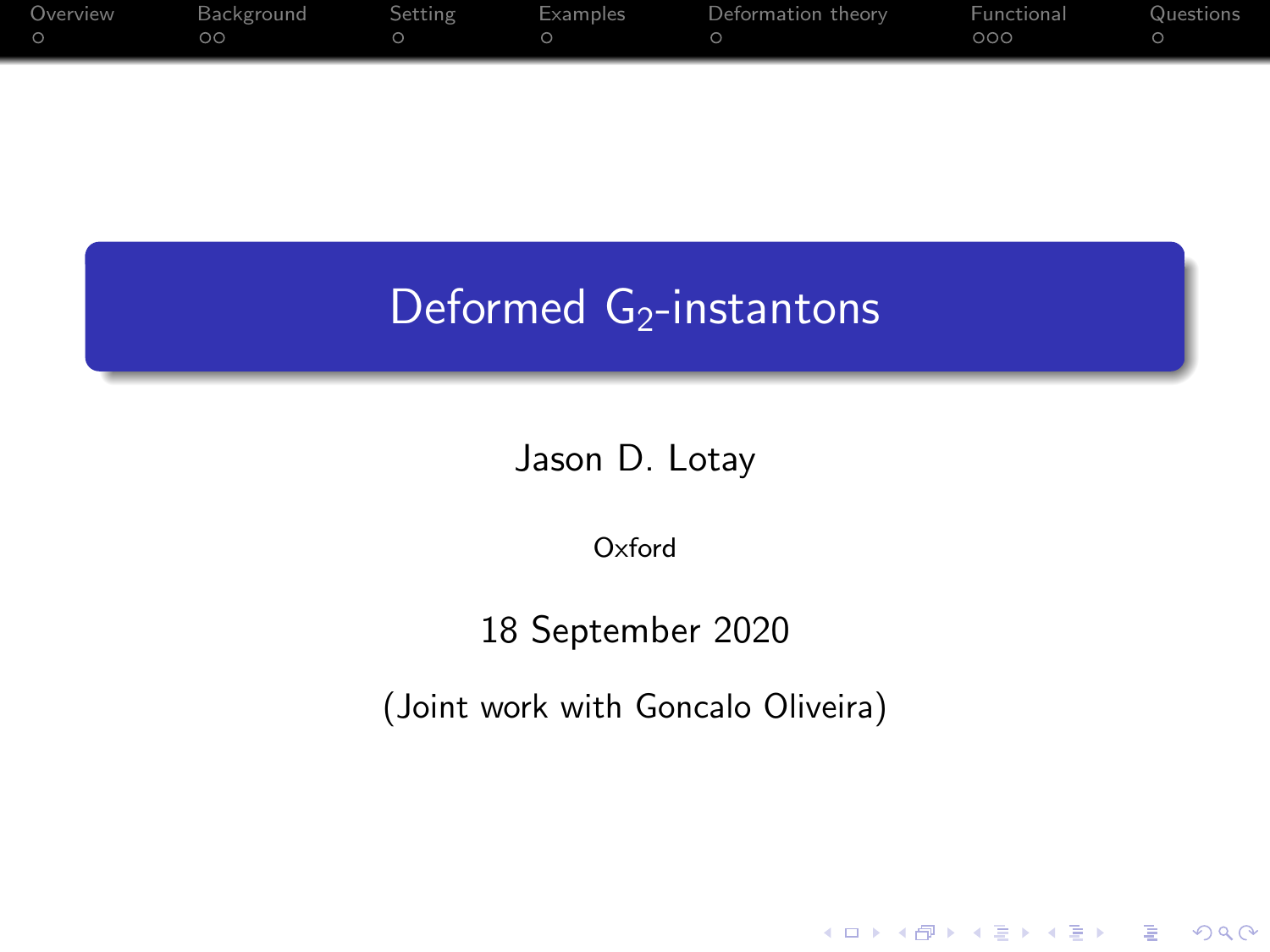# Deformed $G_2$-instantons

Jason D. Lotay

Oxford

18 September 2020

(Joint work with Goncalo Oliveira)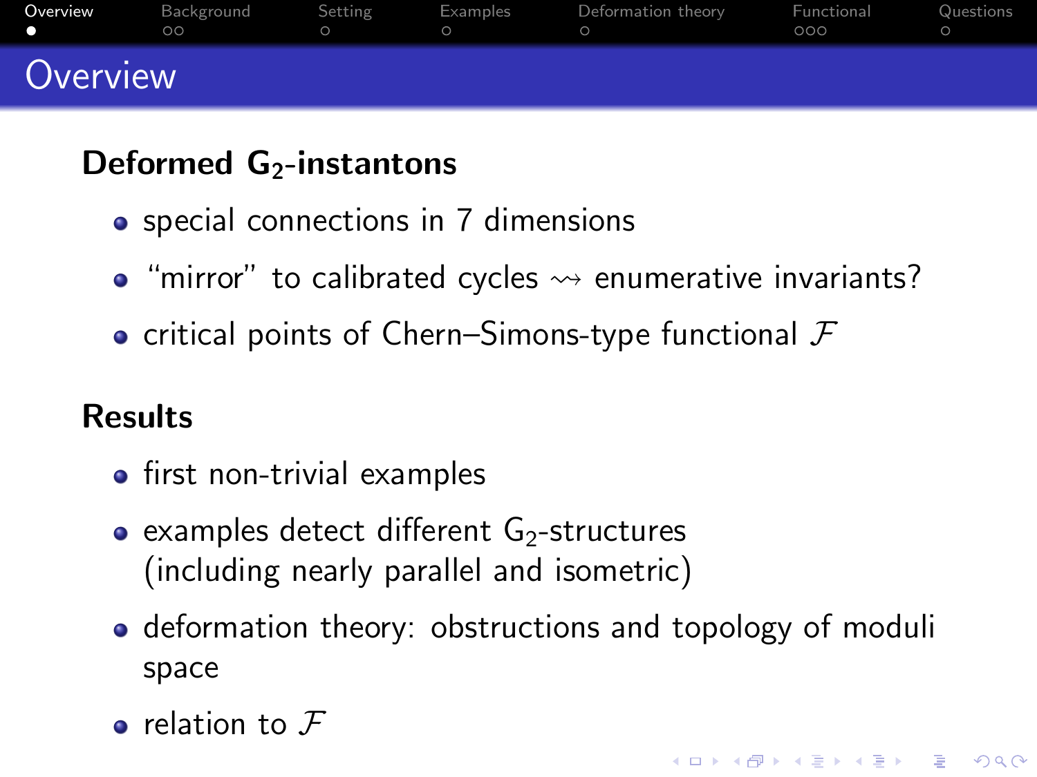# Overview

**Deformed $G_2$-instantons**

- special connections in 7 dimensions
- "mirror" to calibrated cycles $\rightsquigarrow$ enumerative invariants?
- critical points of Chern–Simons-type functional $\mathcal{F}$

**Results**

- first non-trivial examples
- examples detect different $G_2$-structures (including nearly parallel and isometric)
- deformation theory: obstructions and topology of moduli space
- relation to $\mathcal{F}$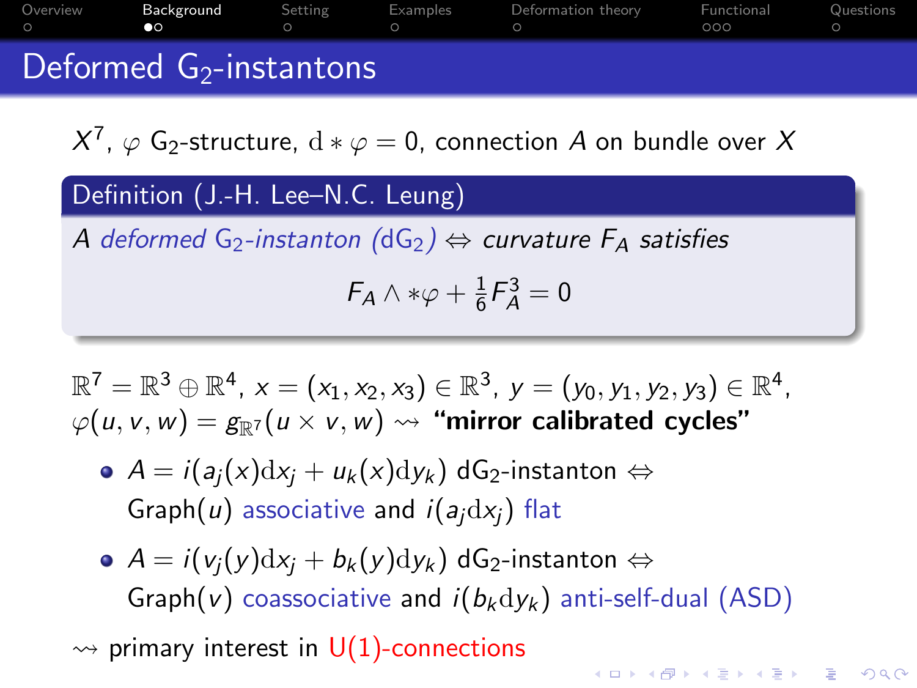# Deformed $G_2$-instantons

$X^7$, $\varphi$ $G_2$-structure, $\mathrm{d} * \varphi = 0$, connection $A$ on bundle over $X$

**Definition (J.-H. Lee–N.C. Leung)**

*A deformed $G_2$-instanton ($\mathrm{dG}_2$) $\Leftrightarrow$ curvature $F_A$ satisfies*

$$F_A \wedge *\varphi + \frac{1}{6} F_A^3 = 0$$

$\mathbb{R}^7 = \mathbb{R}^3 \oplus \mathbb{R}^4$, $x = (x_1, x_2, x_3) \in \mathbb{R}^3$, $y = (y_0, y_1, y_2, y_3) \in \mathbb{R}^4$,
$\varphi(u, v, w) = g_{\mathbb{R}^7}(u \times v, w) \rightsquigarrow$ **"mirror calibrated cycles"**

- $A = i(a_j(x)\mathrm{d}x_j + u_k(x)\mathrm{d}y_k)$ $\mathrm{dG}_2$-instanton $\Leftrightarrow$ Graph$(u)$ associative and $i(a_j \mathrm{d}x_j)$ flat
- $A = i(v_j(y)\mathrm{d}x_j + b_k(y)\mathrm{d}y_k)$ $\mathrm{dG}_2$-instanton $\Leftrightarrow$ Graph$(v)$ coassociative and $i(b_k \mathrm{d}y_k)$ anti-self-dual (ASD)

$\rightsquigarrow$ primary interest in $U(1)$-connections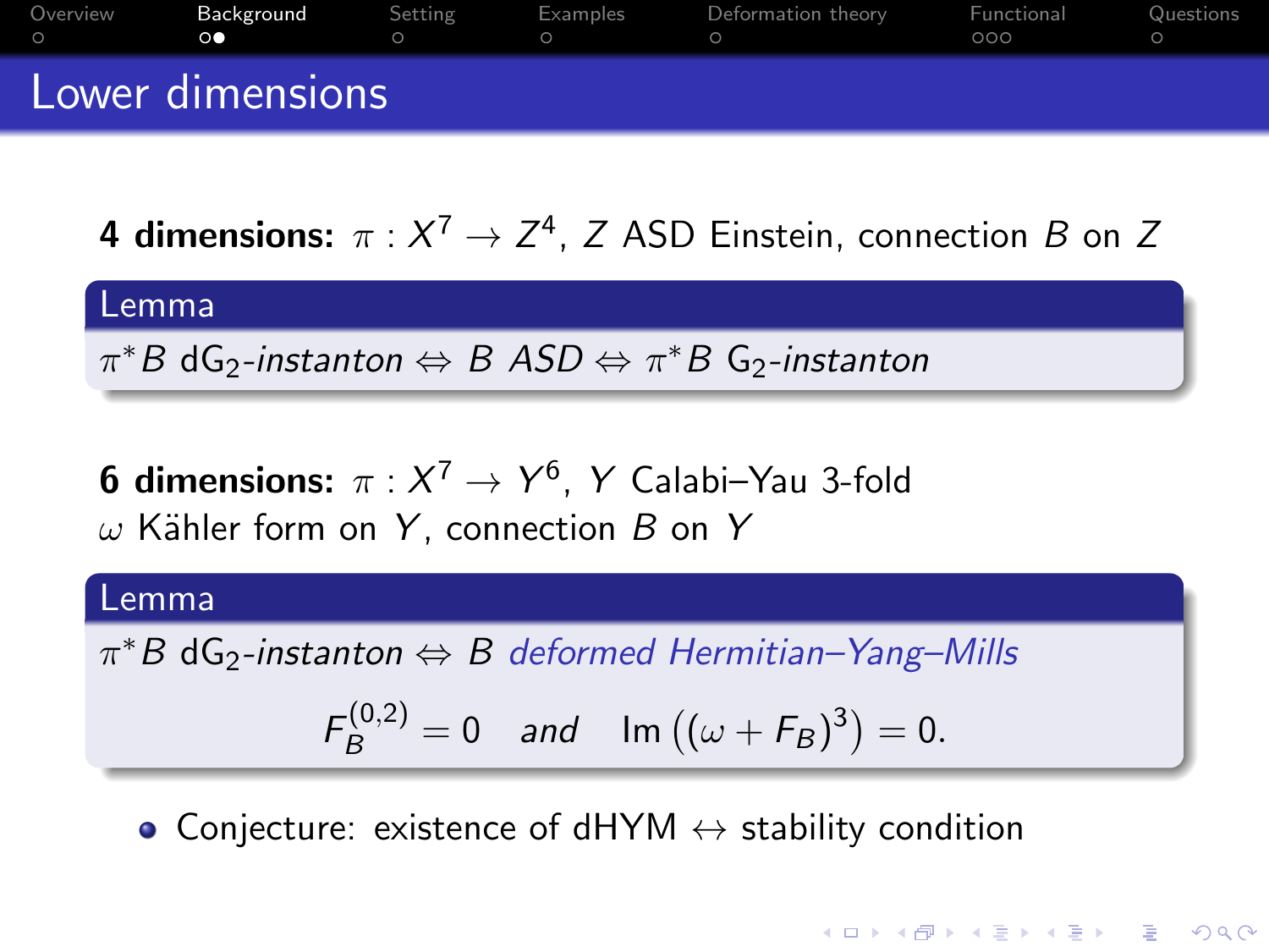# Lower dimensions

**4 dimensions:** $\pi : X^7 \to Z^4$, $Z$ ASD Einstein, connection $B$ on $Z$

**Lemma**

$\pi^* B$ $\mathrm{dG}_2$-*instanton* $\Leftrightarrow$ $B$ *ASD* $\Leftrightarrow$ $\pi^* B$ $\mathrm{G}_2$-*instanton*

**6 dimensions:** $\pi : X^7 \to Y^6$, $Y$ Calabi–Yau 3-fold
$\omega$ Kähler form on $Y$, connection $B$ on $Y$

**Lemma**

$\pi^* B$ $\mathrm{dG}_2$-*instanton* $\Leftrightarrow$ $B$ *deformed Hermitian–Yang–Mills*

$$F_B^{(0,2)} = 0 \quad \textit{and} \quad \mathrm{Im}\left((\omega + F_B)^3\right) = 0.$$

- Conjecture: existence of dHYM $\leftrightarrow$ stability condition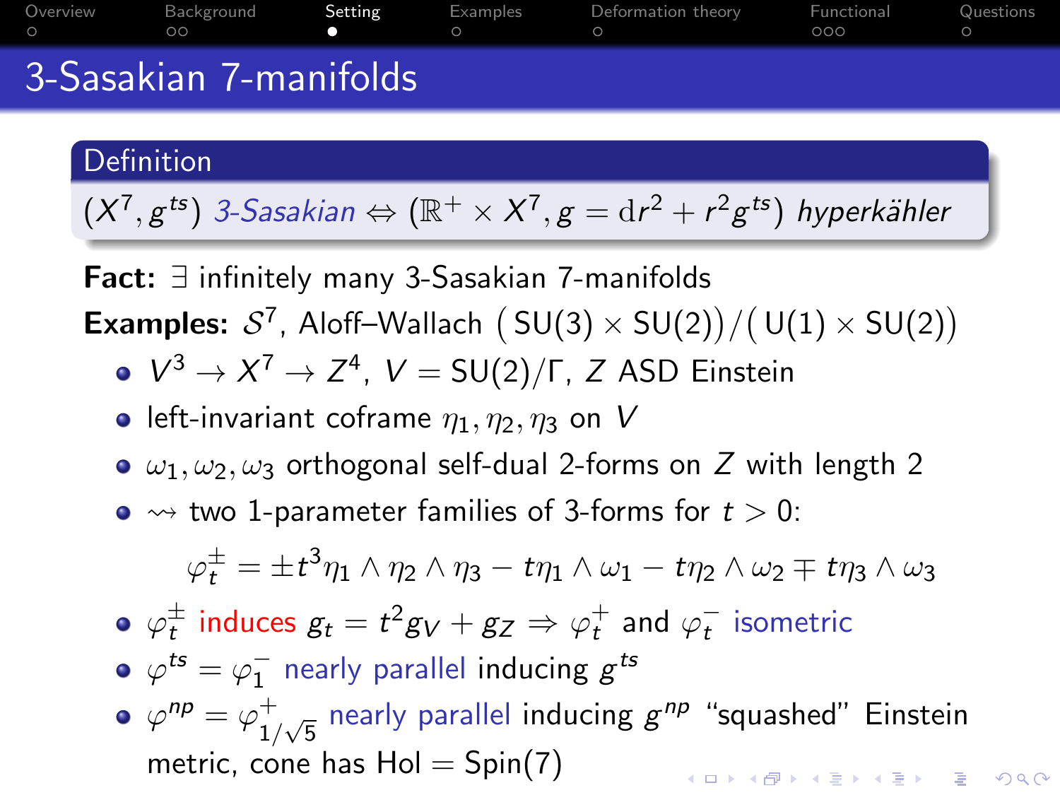# 3-Sasakian 7-manifolds

**Definition**

$(X^7, g^{ts})$ *3-Sasakian* $\Leftrightarrow$ $(\mathbb{R}^+ \times X^7, g = \mathrm{d}r^2 + r^2 g^{ts})$ *hyperkähler*

**Fact:** $\exists$ infinitely many 3-Sasakian 7-manifolds

**Examples:** $\mathcal{S}^7$, Aloff–Wallach $\big(\mathrm{SU}(3) \times \mathrm{SU}(2)\big) / \big(\mathrm{U}(1) \times \mathrm{SU}(2)\big)$

- $V^3 \to X^7 \to Z^4$, $V = \mathrm{SU}(2)/\Gamma$, $Z$ ASD Einstein
- left-invariant coframe $\eta_1, \eta_2, \eta_3$ on $V$
- $\omega_1, \omega_2, \omega_3$ orthogonal self-dual 2-forms on $Z$ with length 2
- $\rightsquigarrow$ two 1-parameter families of 3-forms for $t > 0$:

$$\varphi_t^{\pm} = \pm t^3 \eta_1 \wedge \eta_2 \wedge \eta_3 - t\eta_1 \wedge \omega_1 - t\eta_2 \wedge \omega_2 \mp t\eta_3 \wedge \omega_3$$

- $\varphi_t^{\pm}$ induces $g_t = t^2 g_V + g_Z \Rightarrow \varphi_t^+$ and $\varphi_t^-$ isometric
- $\varphi^{ts} = \varphi_1^-$ nearly parallel inducing $g^{ts}$
- $\varphi^{np} = \varphi_{1/\sqrt{5}}^+$ nearly parallel inducing $g^{np}$ "squashed" Einstein metric, cone has Hol $= \mathrm{Spin}(7)$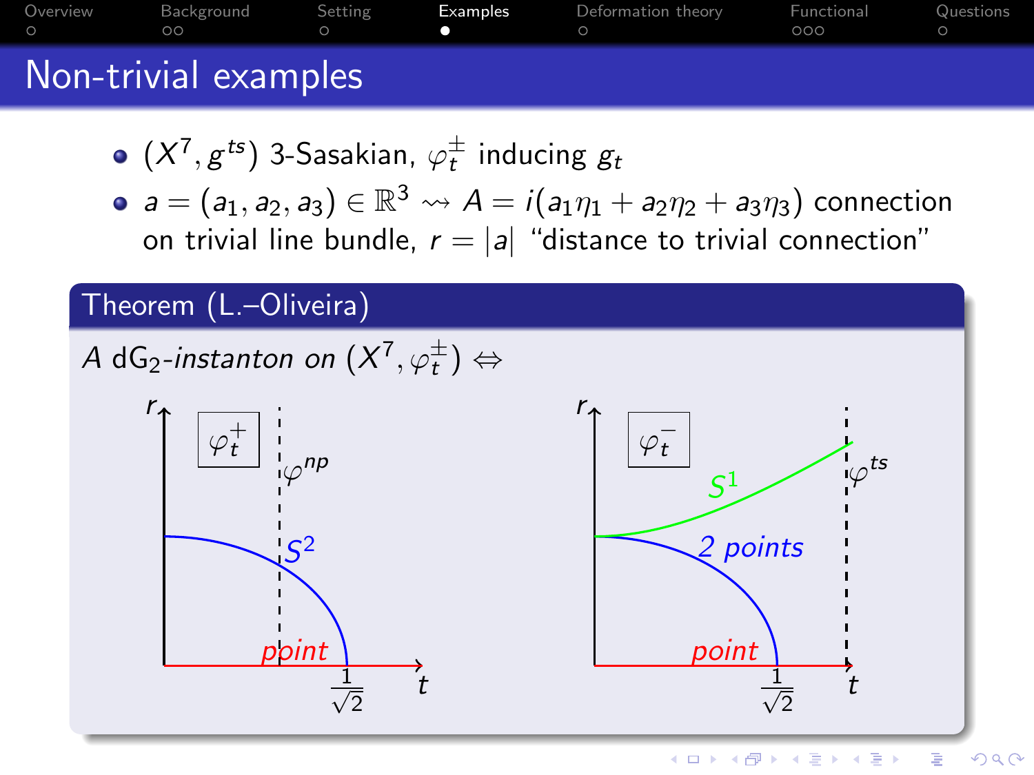# Non-trivial examples

- $(X^7, g^{ts})$ 3-Sasakian, $\varphi_t^{\pm}$ inducing $g_t$
- $a = (a_1, a_2, a_3) \in \mathbb{R}^3 \rightsquigarrow A = i(a_1\eta_1 + a_2\eta_2 + a_3\eta_3)$ connection on trivial line bundle, $r = |a|$ "distance to trivial connection"

**Theorem (L.–Oliveira)**

*$A$ $\mathrm{dG}_2$-instanton on $(X^7, \varphi_t^{\pm})$* $\Leftrightarrow$

$\varphi_t^+$: axes $r$, $t$; $\varphi^{np}$; $S^2$; *point*; $\frac{1}{\sqrt{2}}$

$\varphi_t^-$: axes $r$, $t$; $\varphi^{ts}$; $S^1$; *2 points*; *point*; $\frac{1}{\sqrt{2}}$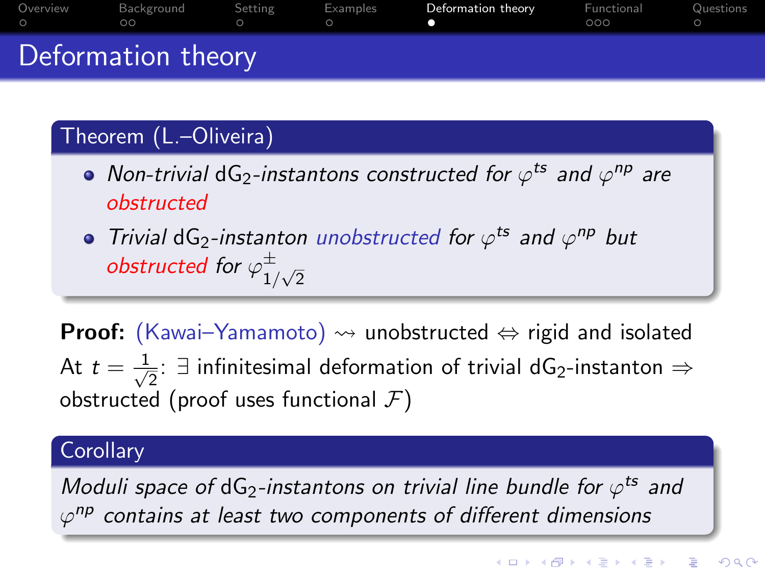# Deformation theory

**Theorem (L.–Oliveira)**

- *Non-trivial* $\mathrm{dG}_2$*-instantons constructed for* $\varphi^{ts}$ *and* $\varphi^{np}$ *are obstructed*
- *Trivial* $\mathrm{dG}_2$*-instanton unobstructed for* $\varphi^{ts}$ *and* $\varphi^{np}$ *but obstructed for* $\varphi^{\pm}_{1/\sqrt{2}}$

**Proof:** (Kawai–Yamamoto) $\rightsquigarrow$ unobstructed $\Leftrightarrow$ rigid and isolated
At $t = \frac{1}{\sqrt{2}}$: $\exists$ infinitesimal deformation of trivial $\mathrm{dG}_2$-instanton $\Rightarrow$ obstructed (proof uses functional $\mathcal{F}$)

**Corollary**

*Moduli space of* $\mathrm{dG}_2$*-instantons on trivial line bundle for* $\varphi^{ts}$ *and* $\varphi^{np}$ *contains at least two components of different dimensions*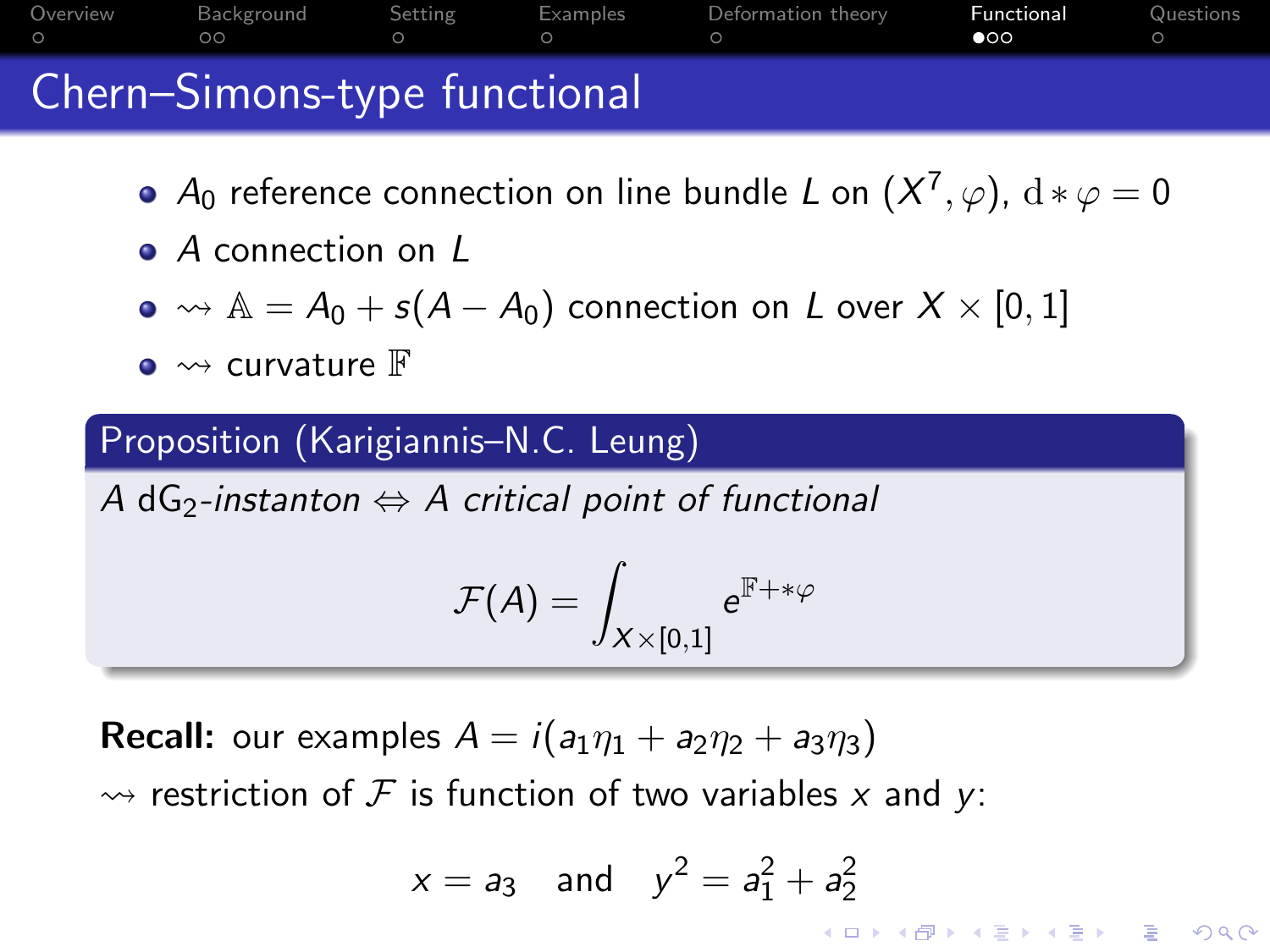# Chern–Simons-type functional

- $A_0$ reference connection on line bundle $L$ on $(X^7, \varphi)$, $\mathrm{d} * \varphi = 0$
- $A$ connection on $L$
- $\rightsquigarrow \mathbb{A} = A_0 + s(A - A_0)$ connection on $L$ over $X \times [0, 1]$
- $\rightsquigarrow$ curvature $\mathbb{F}$

**Proposition (Karigiannis–N.C. Leung)**

*$A$ $\mathrm{dG}_2$-instanton $\Leftrightarrow$ $A$ critical point of functional*

$$\mathcal{F}(A) = \int_{X \times [0,1]} e^{\mathbb{F} + *\varphi}$$

**Recall:** our examples $A = i(a_1\eta_1 + a_2\eta_2 + a_3\eta_3)$

$\rightsquigarrow$ restriction of $\mathcal{F}$ is function of two variables $x$ and $y$:

$$x = a_3 \quad \text{and} \quad y^2 = a_1^2 + a_2^2$$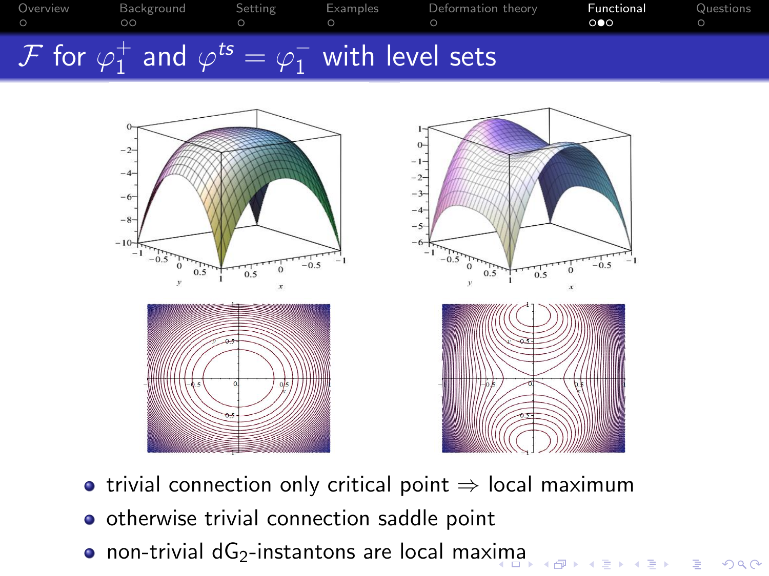## $\mathcal{F}$ for $\varphi_1^+$ and $\varphi^{ts} = \varphi_1^-$ with level sets

- trivial connection only critical point $\Rightarrow$ local maximum
- otherwise trivial connection saddle point
- non-trivial $dG_2$-instantons are local maxima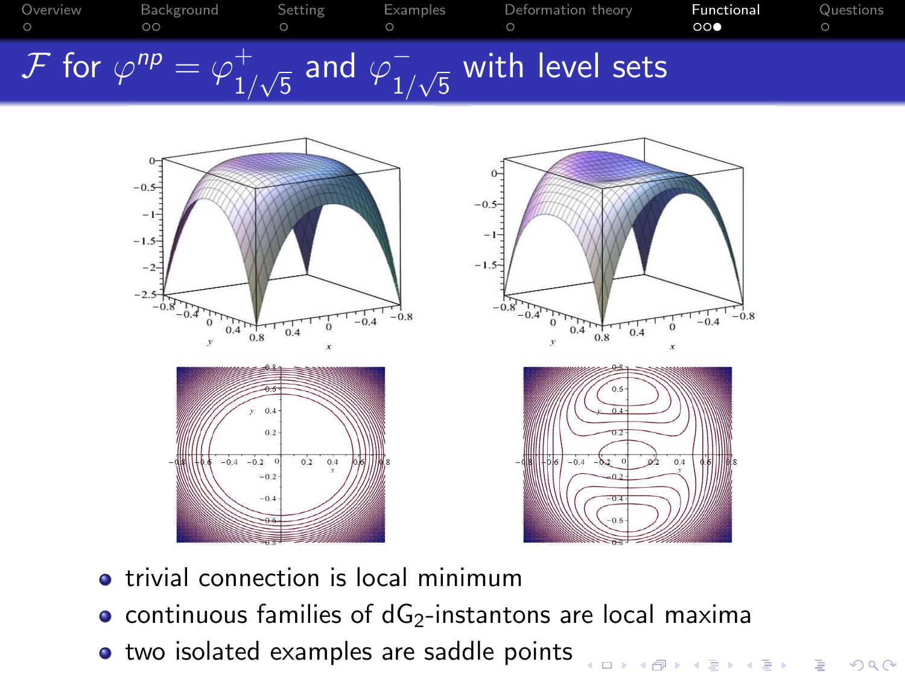# $\mathcal{F}$ for $\varphi^{np} = \varphi^{+}_{1/\sqrt{5}}$ and $\varphi^{-}_{1/\sqrt{5}}$ with level sets

- trivial connection is local minimum
- continuous families of $dG_2$-instantons are local maxima
- two isolated examples are saddle points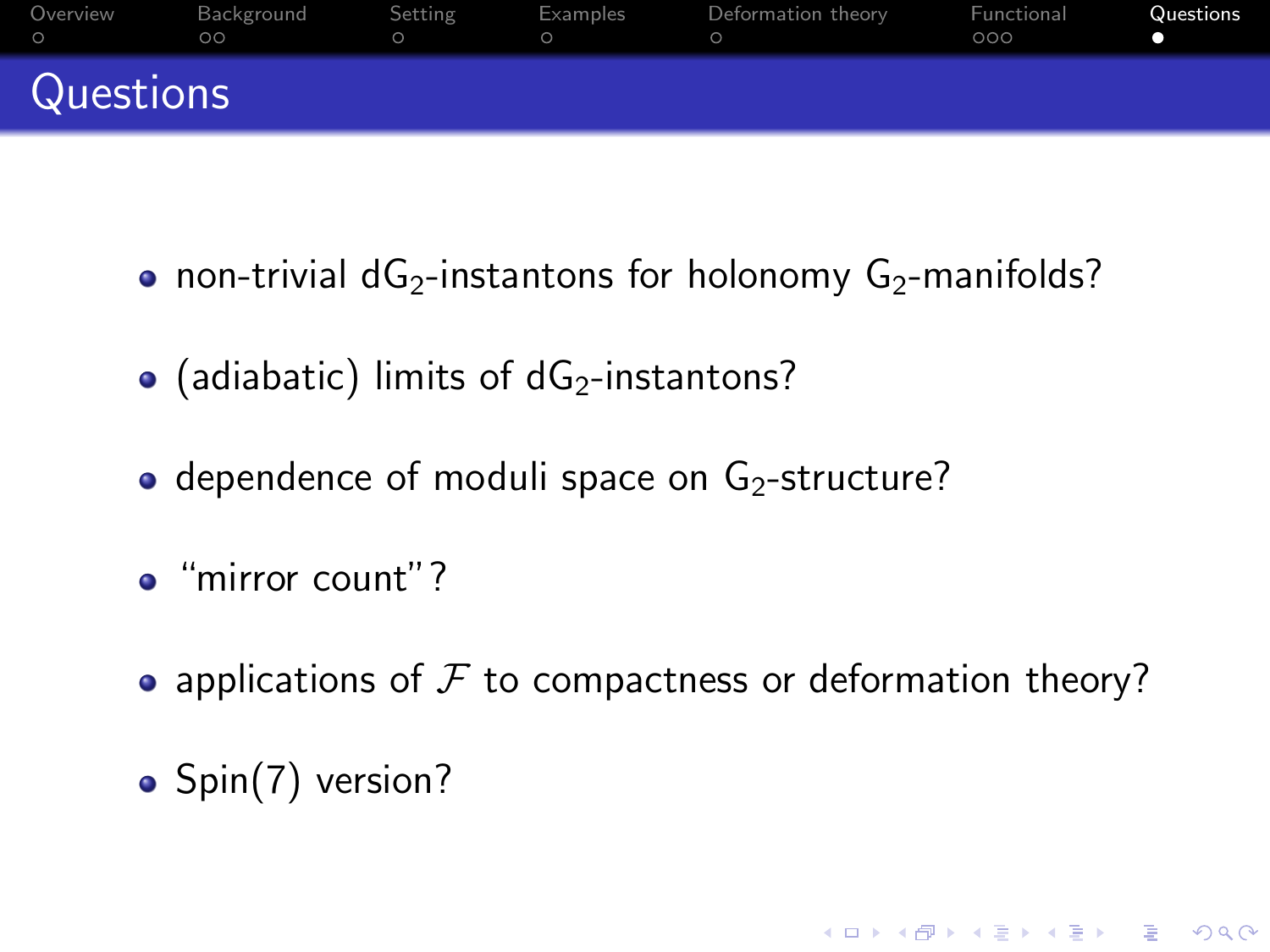# Questions

- non-trivial d$G_2$-instantons for holonomy $G_2$-manifolds?
- (adiabatic) limits of d$G_2$-instantons?
- dependence of moduli space on $G_2$-structure?
- "mirror count"?
- applications of $\mathcal{F}$ to compactness or deformation theory?
- Spin(7) version?